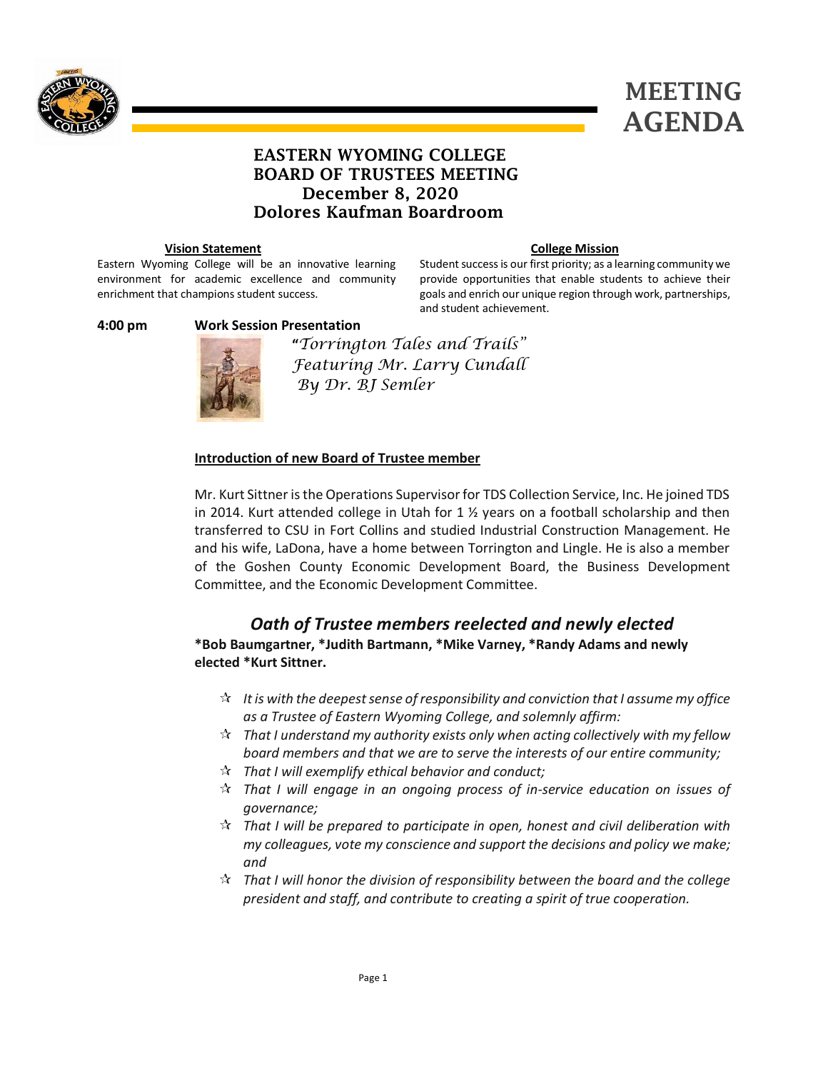# MEETING AGENDA

## EASTERN WYOMING COLLEGE BOARD OF TRUSTEES MEETING
## December 8, 2020
## Dolores Kaufman Boardroom

**Vision Statement**

Eastern Wyoming College will be an innovative learning environment for academic excellence and community enrichment that champions student success.

**College Mission**

Student success is our first priority; as a learning community we provide opportunities that enable students to achieve their goals and enrich our unique region through work, partnerships, and student achievement.

**4:00 pm** **Work Session Presentation**

*"Torrington Tales and Trails"*
*Featuring Mr. Larry Cundall*
*By Dr. BJ Semler*

**Introduction of new Board of Trustee member**

Mr. Kurt Sittner is the Operations Supervisor for TDS Collection Service, Inc. He joined TDS in 2014. Kurt attended college in Utah for 1 ½ years on a football scholarship and then transferred to CSU in Fort Collins and studied Industrial Construction Management. He and his wife, LaDona, have a home between Torrington and Lingle. He is also a member of the Goshen County Economic Development Board, the Business Development Committee, and the Economic Development Committee.

## *Oath of Trustee members reelected and newly elected*

**\*Bob Baumgartner, \*Judith Bartmann, \*Mike Varney, \*Randy Adams and newly elected \*Kurt Sittner.**

- *It is with the deepest sense of responsibility and conviction that I assume my office as a Trustee of Eastern Wyoming College, and solemnly affirm:*
- *That I understand my authority exists only when acting collectively with my fellow board members and that we are to serve the interests of our entire community;*
- *That I will exemplify ethical behavior and conduct;*
- *That I will engage in an ongoing process of in-service education on issues of governance;*
- *That I will be prepared to participate in open, honest and civil deliberation with my colleagues, vote my conscience and support the decisions and policy we make; and*
- *That I will honor the division of responsibility between the board and the college president and staff, and contribute to creating a spirit of true cooperation.*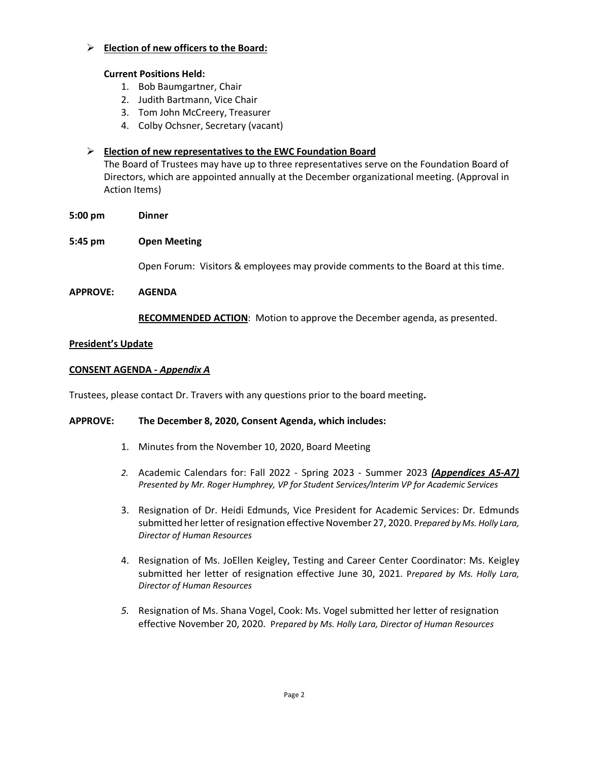- **<u>Election of new officers to the Board:</u>**

  **Current Positions Held:**

  1. Bob Baumgartner, Chair
  2. Judith Bartmann, Vice Chair
  3. Tom John McCreery, Treasurer
  4. Colby Ochsner, Secretary (vacant)

- **<u>Election of new representatives to the EWC Foundation Board</u>**

  The Board of Trustees may have up to three representatives serve on the Foundation Board of Directors, which are appointed annually at the December organizational meeting. (Approval in Action Items)

**5:00 pm** **Dinner**

**5:45 pm** **Open Meeting**

Open Forum: Visitors & employees may provide comments to the Board at this time.

**APPROVE:** **AGENDA**

**<u>RECOMMENDED ACTION</u>**: Motion to approve the December agenda, as presented.

**<u>President's Update</u>**

**<u>CONSENT AGENDA - *Appendix A*</u>**

Trustees, please contact Dr. Travers with any questions prior to the board meeting**.**

**APPROVE:** **The December 8, 2020, Consent Agenda, which includes:**

1. Minutes from the November 10, 2020, Board Meeting

2. Academic Calendars for: Fall 2022 - Spring 2023 - Summer 2023 ***<u>(Appendices A5-A7)</u>***
   *Presented by Mr. Roger Humphrey, VP for Student Services/Interim VP for Academic Services*

3. Resignation of Dr. Heidi Edmunds, Vice President for Academic Services: Dr. Edmunds submitted her letter of resignation effective November 27, 2020. P*repared by Ms. Holly Lara, Director of Human Resources*

4. Resignation of Ms. JoEllen Keigley, Testing and Career Center Coordinator: Ms. Keigley submitted her letter of resignation effective June 30, 2021. P*repared by Ms. Holly Lara, Director of Human Resources*

5. Resignation of Ms. Shana Vogel, Cook: Ms. Vogel submitted her letter of resignation effective November 20, 2020. P*repared by Ms. Holly Lara, Director of Human Resources*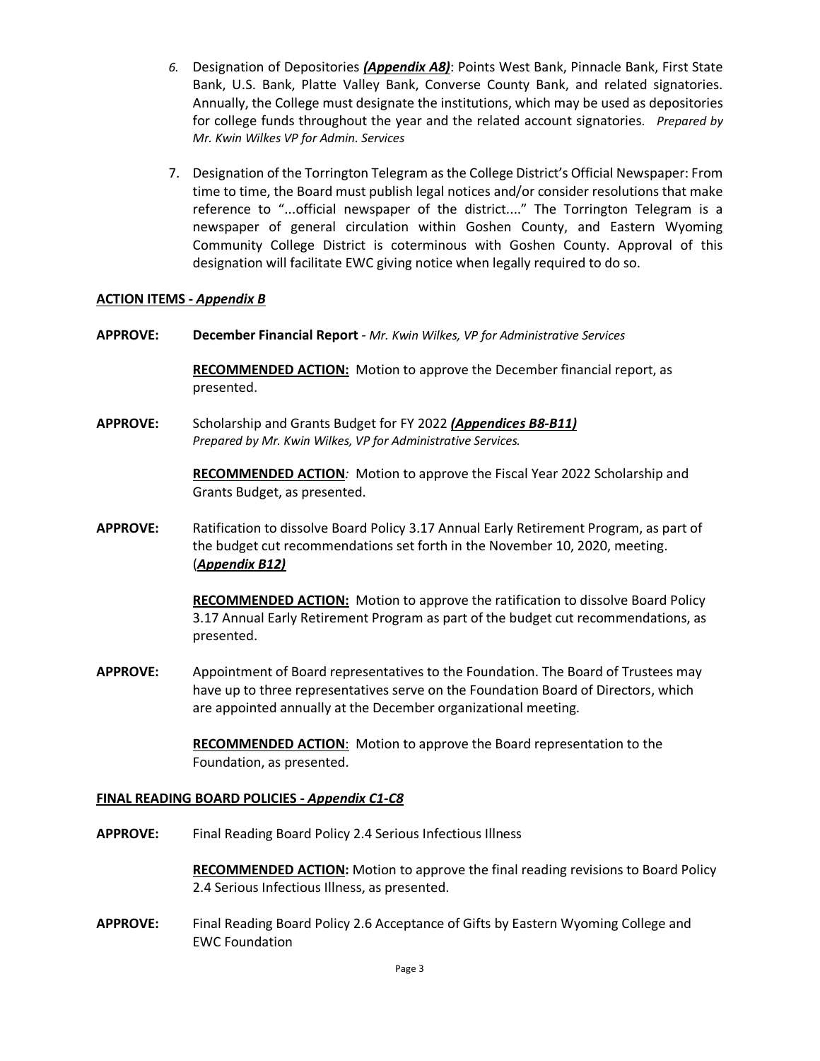6. Designation of Depositories ***(Appendix A8)***: Points West Bank, Pinnacle Bank, First State Bank, U.S. Bank, Platte Valley Bank, Converse County Bank, and related signatories. Annually, the College must designate the institutions, which may be used as depositories for college funds throughout the year and the related account signatories. *Prepared by Mr. Kwin Wilkes VP for Admin. Services*

7. Designation of the Torrington Telegram as the College District's Official Newspaper: From time to time, the Board must publish legal notices and/or consider resolutions that make reference to "...official newspaper of the district...." The Torrington Telegram is a newspaper of general circulation within Goshen County, and Eastern Wyoming Community College District is coterminous with Goshen County. Approval of this designation will facilitate EWC giving notice when legally required to do so.

**ACTION ITEMS - *Appendix B***

**APPROVE:** **December Financial Report** - *Mr. Kwin Wilkes, VP for Administrative Services*

**RECOMMENDED ACTION:** Motion to approve the December financial report, as presented.

**APPROVE:** Scholarship and Grants Budget for FY 2022 ***(Appendices B8-B11)***
*Prepared by Mr. Kwin Wilkes, VP for Administrative Services.*

**RECOMMENDED ACTION***:* Motion to approve the Fiscal Year 2022 Scholarship and Grants Budget, as presented.

**APPROVE:** Ratification to dissolve Board Policy 3.17 Annual Early Retirement Program, as part of the budget cut recommendations set forth in the November 10, 2020, meeting. (***Appendix B12)***

**RECOMMENDED ACTION:** Motion to approve the ratification to dissolve Board Policy 3.17 Annual Early Retirement Program as part of the budget cut recommendations, as presented.

**APPROVE:** Appointment of Board representatives to the Foundation. The Board of Trustees may have up to three representatives serve on the Foundation Board of Directors, which are appointed annually at the December organizational meeting.

**RECOMMENDED ACTION**: Motion to approve the Board representation to the Foundation, as presented.

**FINAL READING BOARD POLICIES - *Appendix C1-C8***

**APPROVE:** Final Reading Board Policy 2.4 Serious Infectious Illness

**RECOMMENDED ACTION:** Motion to approve the final reading revisions to Board Policy 2.4 Serious Infectious Illness, as presented.

**APPROVE:** Final Reading Board Policy 2.6 Acceptance of Gifts by Eastern Wyoming College and EWC Foundation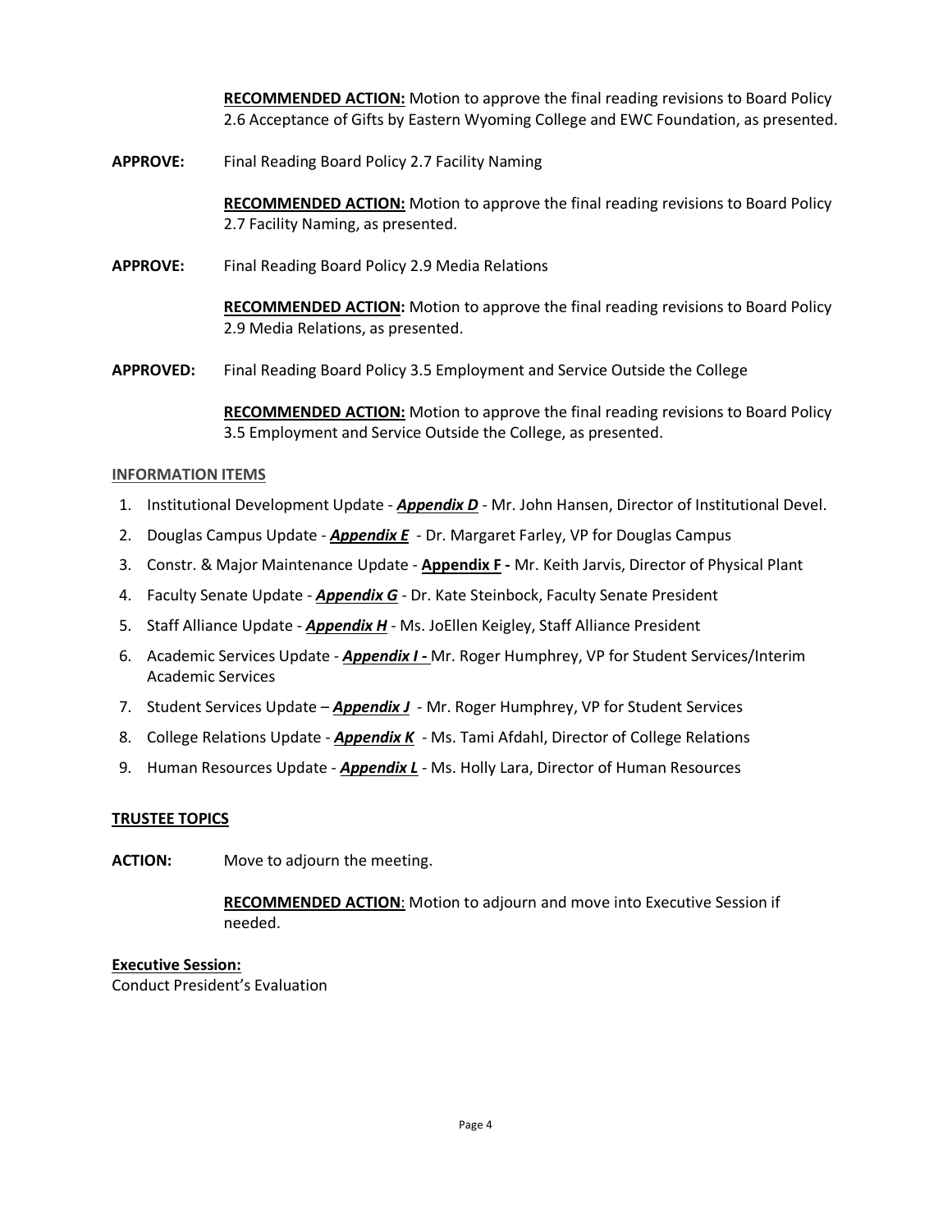**RECOMMENDED ACTION:** Motion to approve the final reading revisions to Board Policy 2.6 Acceptance of Gifts by Eastern Wyoming College and EWC Foundation, as presented.

**APPROVE:** Final Reading Board Policy 2.7 Facility Naming

**RECOMMENDED ACTION:** Motion to approve the final reading revisions to Board Policy 2.7 Facility Naming, as presented.

**APPROVE:** Final Reading Board Policy 2.9 Media Relations

**RECOMMENDED ACTION:** Motion to approve the final reading revisions to Board Policy 2.9 Media Relations, as presented.

**APPROVED:** Final Reading Board Policy 3.5 Employment and Service Outside the College

**RECOMMENDED ACTION:** Motion to approve the final reading revisions to Board Policy 3.5 Employment and Service Outside the College, as presented.

**INFORMATION ITEMS**

1. Institutional Development Update - ***Appendix D*** - Mr. John Hansen, Director of Institutional Devel.
2. Douglas Campus Update - ***Appendix E*** - Dr. Margaret Farley, VP for Douglas Campus
3. Constr. & Major Maintenance Update - **Appendix F -** Mr. Keith Jarvis, Director of Physical Plant
4. Faculty Senate Update - ***Appendix G*** - Dr. Kate Steinbock, Faculty Senate President
5. Staff Alliance Update - ***Appendix H*** - Ms. JoEllen Keigley, Staff Alliance President
6. Academic Services Update - ***Appendix I -*** Mr. Roger Humphrey, VP for Student Services/Interim Academic Services
7. Student Services Update – ***Appendix J*** - Mr. Roger Humphrey, VP for Student Services
8. College Relations Update - ***Appendix K*** - Ms. Tami Afdahl, Director of College Relations
9. Human Resources Update - ***Appendix L*** - Ms. Holly Lara, Director of Human Resources

**TRUSTEE TOPICS**

**ACTION:** Move to adjourn the meeting.

**RECOMMENDED ACTION**: Motion to adjourn and move into Executive Session if needed.

**Executive Session:**
Conduct President's Evaluation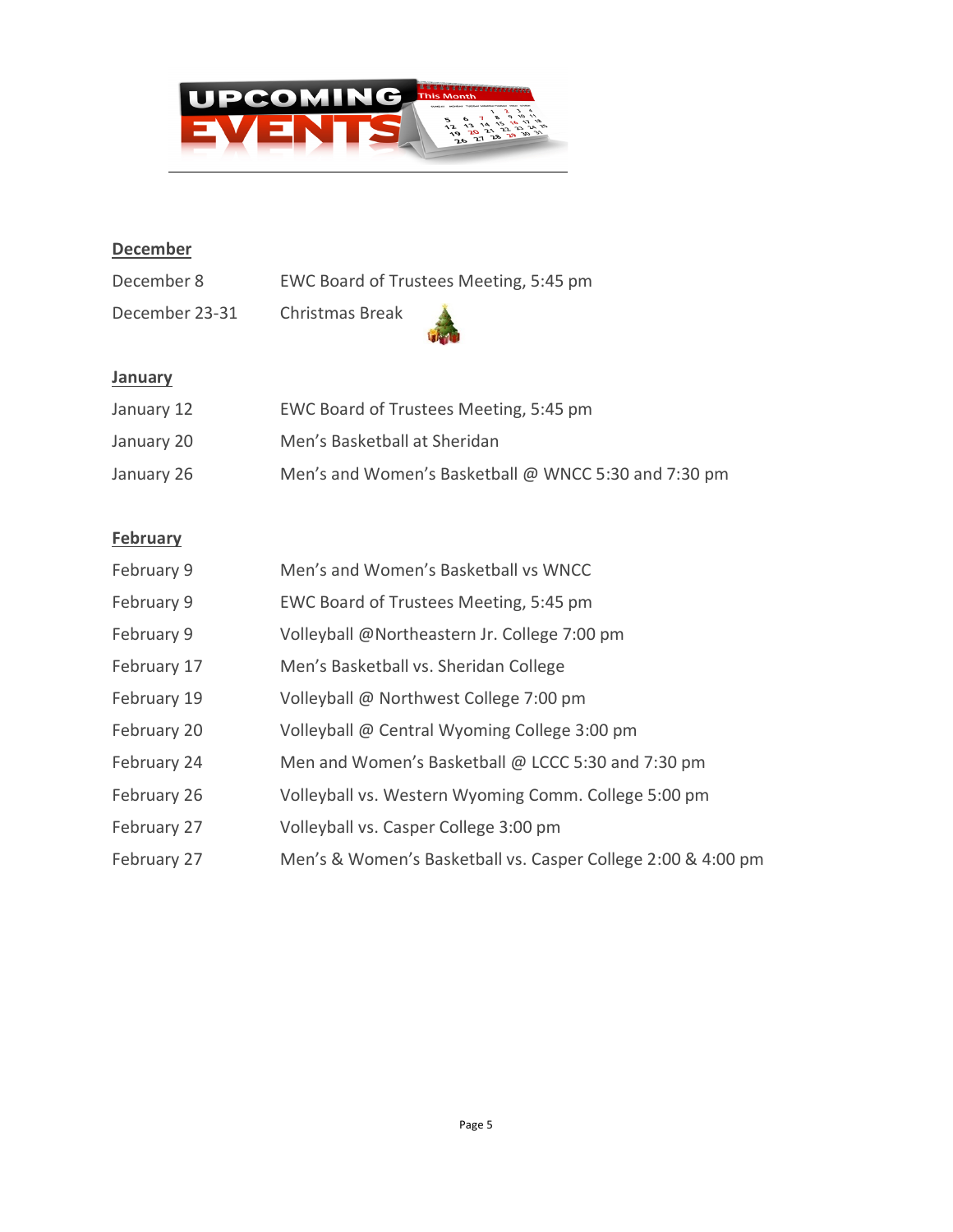# UPCOMING EVENTS

## December

| | |
|---|---|
| December 8 | EWC Board of Trustees Meeting, 5:45 pm |
| December 23-31 | Christmas Break |

## January

| | |
|---|---|
| January 12 | EWC Board of Trustees Meeting, 5:45 pm |
| January 20 | Men's Basketball at Sheridan |
| January 26 | Men's and Women's Basketball @ WNCC 5:30 and 7:30 pm |

## February

| | |
|---|---|
| February 9 | Men's and Women's Basketball vs WNCC |
| February 9 | EWC Board of Trustees Meeting, 5:45 pm |
| February 9 | Volleyball @Northeastern Jr. College 7:00 pm |
| February 17 | Men's Basketball vs. Sheridan College |
| February 19 | Volleyball @ Northwest College 7:00 pm |
| February 20 | Volleyball @ Central Wyoming College 3:00 pm |
| February 24 | Men and Women's Basketball @ LCCC 5:30 and 7:30 pm |
| February 26 | Volleyball vs. Western Wyoming Comm. College 5:00 pm |
| February 27 | Volleyball vs. Casper College 3:00 pm |
| February 27 | Men's & Women's Basketball vs. Casper College 2:00 & 4:00 pm |